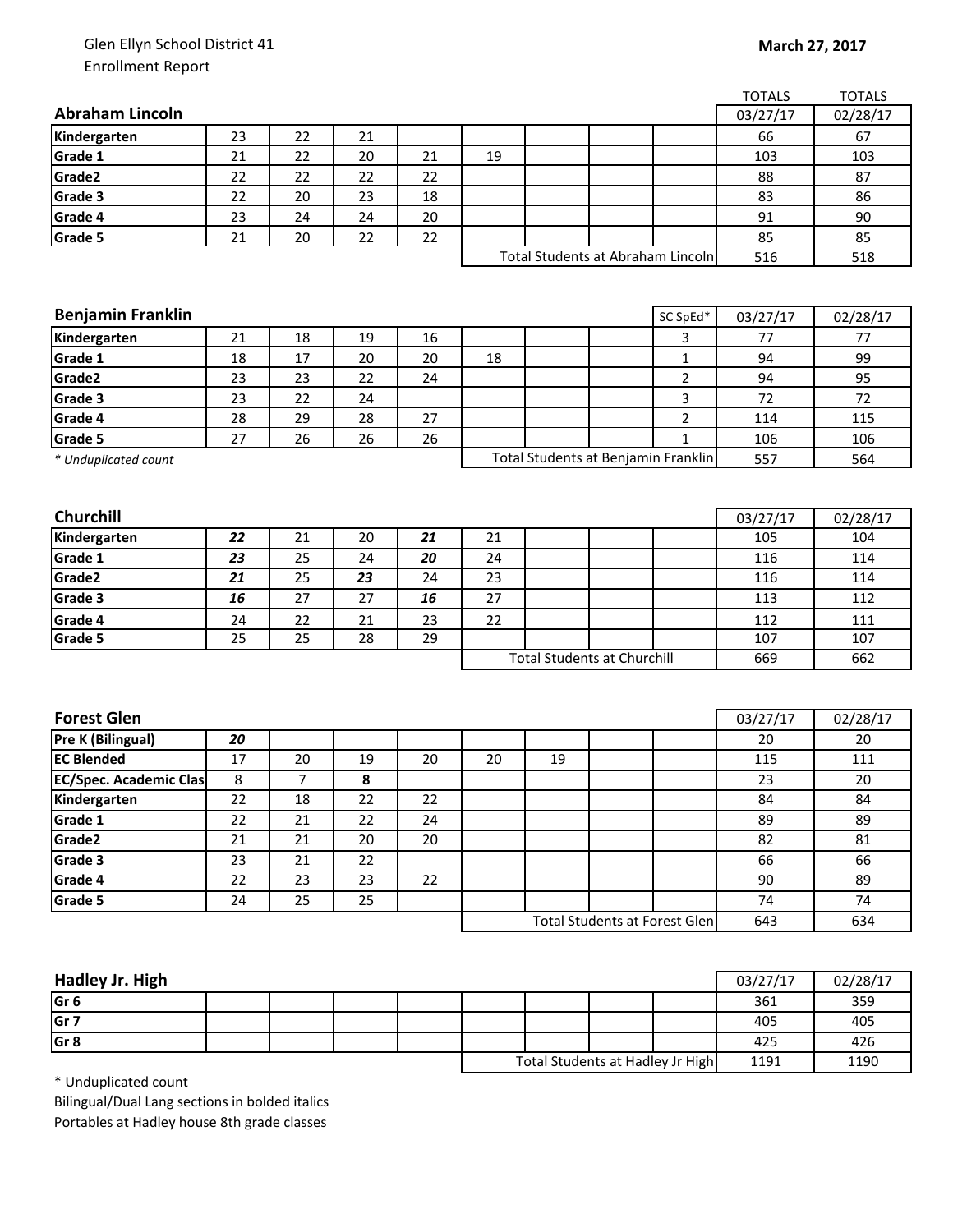Glen Ellyn School District 41
Enrollment Report

**March 27, 2017**

## Abraham Lincoln

| Abraham Lincoln | | | | | | | | | TOTALS 03/27/17 | TOTALS 02/28/17 |
|---|---|---|---|---|---|---|---|---|---|---|
| Kindergarten | 23 | 22 | 21 | | | | | | 66 | 67 |
| Grade 1 | 21 | 22 | 20 | 21 | 19 | | | | 103 | 103 |
| Grade2 | 22 | 22 | 22 | 22 | | | | | 88 | 87 |
| Grade 3 | 22 | 20 | 23 | 18 | | | | | 83 | 86 |
| Grade 4 | 23 | 24 | 24 | 20 | | | | | 91 | 90 |
| Grade 5 | 21 | 20 | 22 | 22 | | | | | 85 | 85 |
| | | | | | Total Students at Abraham Lincoln | | | | 516 | 518 |

## Benjamin Franklin

| Benjamin Franklin | | | | | | | | SC SpEd* | 03/27/17 | 02/28/17 |
|---|---|---|---|---|---|---|---|---|---|---|
| Kindergarten | 21 | 18 | 19 | 16 | | | | 3 | 77 | 77 |
| Grade 1 | 18 | 17 | 20 | 20 | 18 | | | 1 | 94 | 99 |
| Grade2 | 23 | 23 | 22 | 24 | | | | 2 | 94 | 95 |
| Grade 3 | 23 | 22 | 24 | | | | | 3 | 72 | 72 |
| Grade 4 | 28 | 29 | 28 | 27 | | | | 2 | 114 | 115 |
| Grade 5 | 27 | 26 | 26 | 26 | | | | 1 | 106 | 106 |
| | | | | | Total Students at Benjamin Franklin | | | | 557 | 564 |

*\* Unduplicated count*

## Churchill

| Churchill | | | | | | | | | 03/27/17 | 02/28/17 |
|---|---|---|---|---|---|---|---|---|---|---|
| Kindergarten | ***22*** | 21 | 20 | ***21*** | 21 | | | | 105 | 104 |
| Grade 1 | ***23*** | 25 | 24 | ***20*** | 24 | | | | 116 | 114 |
| Grade2 | ***21*** | 25 | ***23*** | 24 | 23 | | | | 116 | 114 |
| Grade 3 | ***16*** | 27 | 27 | ***16*** | 27 | | | | 113 | 112 |
| Grade 4 | 24 | 22 | 21 | 23 | 22 | | | | 112 | 111 |
| Grade 5 | 25 | 25 | 28 | 29 | | | | | 107 | 107 |
| | | | | | Total Students at Churchill | | | | 669 | 662 |

## Forest Glen

| Forest Glen | | | | | | | | | 03/27/17 | 02/28/17 |
|---|---|---|---|---|---|---|---|---|---|---|
| Pre K (Bilingual) | ***20*** | | | | | | | | 20 | 20 |
| EC Blended | 17 | 20 | 19 | 20 | 20 | 19 | | | 115 | 111 |
| EC/Spec. Academic Clas | 8 | 7 | **8** | | | | | | 23 | 20 |
| Kindergarten | 22 | 18 | 22 | 22 | | | | | 84 | 84 |
| Grade 1 | 22 | 21 | 22 | 24 | | | | | 89 | 89 |
| Grade2 | 21 | 21 | 20 | 20 | | | | | 82 | 81 |
| Grade 3 | 23 | 21 | 22 | | | | | | 66 | 66 |
| Grade 4 | 22 | 23 | 23 | 22 | | | | | 90 | 89 |
| Grade 5 | 24 | 25 | 25 | | | | | | 74 | 74 |
| | | | | | Total Students at Forest Glen | | | | 643 | 634 |

## Hadley Jr. High

| Hadley Jr. High | | | | | | | | | 03/27/17 | 02/28/17 |
|---|---|---|---|---|---|---|---|---|---|---|
| Gr 6 | | | | | | | | | 361 | 359 |
| Gr 7 | | | | | | | | | 405 | 405 |
| Gr 8 | | | | | | | | | 425 | 426 |
| | | | | | Total Students at Hadley Jr High | | | | 1191 | 1190 |

\* Unduplicated count
Bilingual/Dual Lang sections in bolded italics
Portables at Hadley house 8th grade classes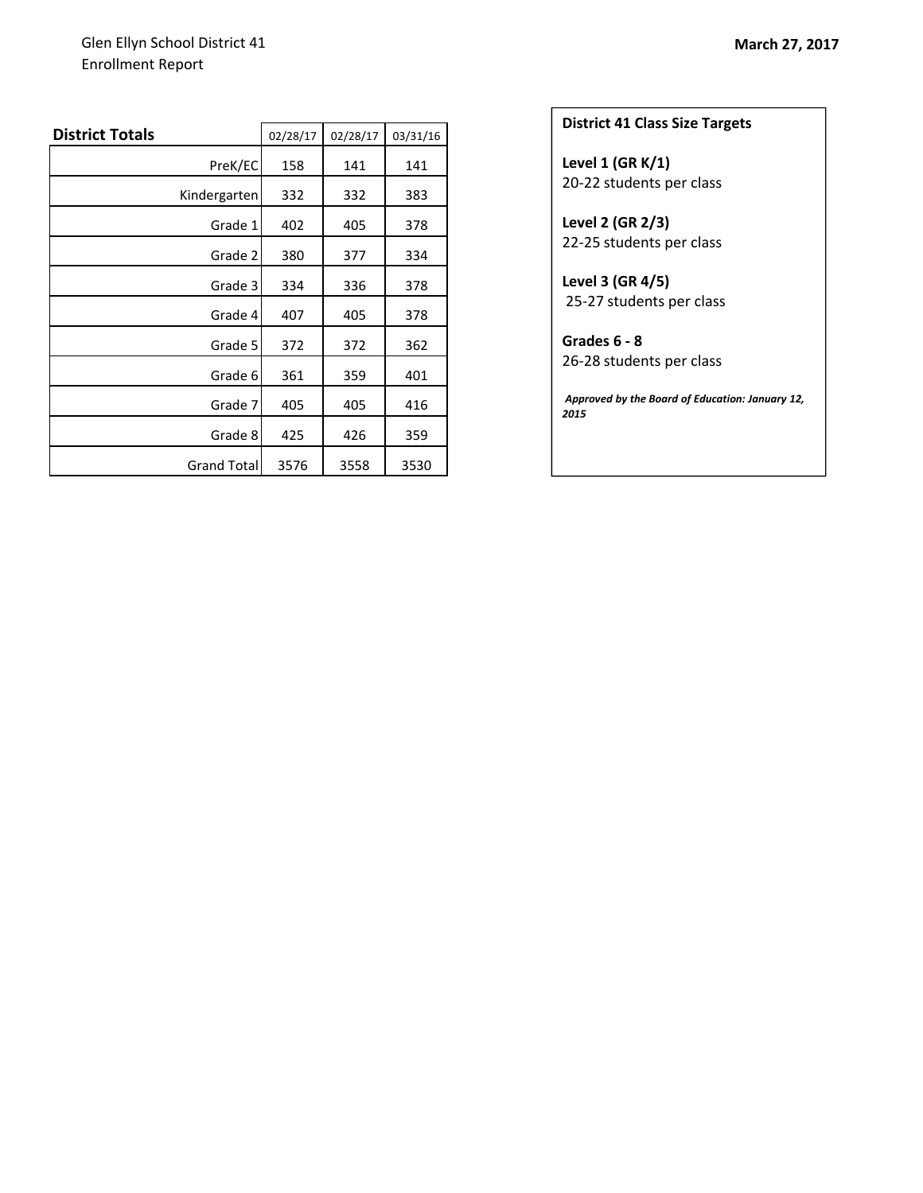Glen Ellyn School District 41
Enrollment Report

**March 27, 2017**

| District Totals | 02/28/17 | 02/28/17 | 03/31/16 |
|---|---|---|---|
| PreK/EC | 158 | 141 | 141 |
| Kindergarten | 332 | 332 | 383 |
| Grade 1 | 402 | 405 | 378 |
| Grade 2 | 380 | 377 | 334 |
| Grade 3 | 334 | 336 | 378 |
| Grade 4 | 407 | 405 | 378 |
| Grade 5 | 372 | 372 | 362 |
| Grade 6 | 361 | 359 | 401 |
| Grade 7 | 405 | 405 | 416 |
| Grade 8 | 425 | 426 | 359 |
| Grand Total | 3576 | 3558 | 3530 |

**District 41 Class Size Targets**

**Level 1 (GR K/1)**
20-22 students per class

**Level 2 (GR 2/3)**
22-25 students per class

**Level 3 (GR 4/5)**
25-27 students per class

**Grades 6 - 8**
26-28 students per class

***Approved by the Board of Education: January 12, 2015***